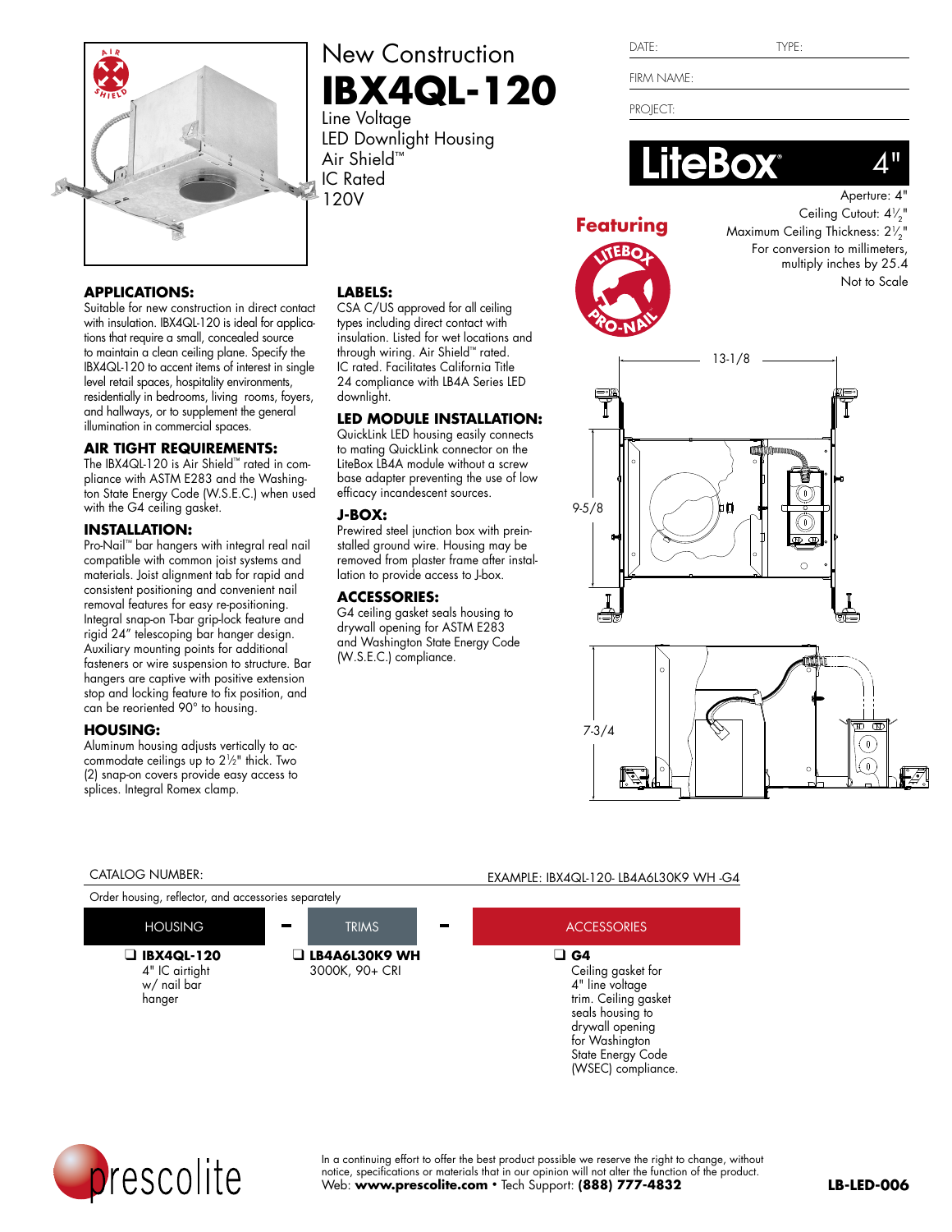# New Construction

# IBX4QL-120

Line Voltage
LED Downlight Housing
Air Shield™
IC Rated
120V

DATE: TYPE:

FIRM NAME:

PROJECT:

**LiteBox® 4"**

Aperture: 4"
Ceiling Cutout: 4½"
Maximum Ceiling Thickness: 2½"
For conversion to millimeters, multiply inches by 25.4
Not to Scale

**Featuring** LITEBOX PRO-NAIL

13-1/8

9-5/8

7-3/4

## APPLICATIONS:

Suitable for new construction in direct contact with insulation. IBX4QL-120 is ideal for applications that require a small, concealed source to maintain a clean ceiling plane. Specify the IBX4QL-120 to accent items of interest in single level retail spaces, hospitality environments, residentially in bedrooms, living rooms, foyers, and hallways, or to supplement the general illumination in commercial spaces.

## AIR TIGHT REQUIREMENTS:

The IBX4QL-120 is Air Shield™ rated in compliance with ASTM E283 and the Washington State Energy Code (W.S.E.C.) when used with the G4 ceiling gasket.

## INSTALLATION:

Pro-Nail™ bar hangers with integral real nail compatible with common joist systems and materials. Joist alignment tab for rapid and consistent positioning and convenient nail removal features for easy re-positioning. Integral snap-on T-bar grip-lock feature and rigid 24" telescoping bar hanger design. Auxiliary mounting points for additional fasteners or wire suspension to structure. Bar hangers are captive with positive extension stop and locking feature to fix position, and can be reoriented 90° to housing.

## HOUSING:

Aluminum housing adjusts vertically to accommodate ceilings up to 2½" thick. Two (2) snap-on covers provide easy access to splices. Integral Romex clamp.

## LABELS:

CSA C/US approved for all ceiling types including direct contact with insulation. Listed for wet locations and through wiring. Air Shield™ rated. IC rated. Facilitates California Title 24 compliance with LB4A Series LED downlight.

## LED MODULE INSTALLATION:

QuickLink LED housing easily connects to mating QuickLink connector on the LiteBox LB4A module without a screw base adapter preventing the use of low efficacy incandescent sources.

## J-BOX:

Prewired steel junction box with preinstalled ground wire. Housing may be removed from plaster frame after installation to provide access to J-box.

## ACCESSORIES:

G4 ceiling gasket seals housing to drywall opening for ASTM E283 and Washington State Energy Code (W.S.E.C.) compliance.

CATALOG NUMBER: EXAMPLE: IBX4QL-120- LB4A6L30K9 WH -G4

Order housing, reflector, and accessories separately

| HOUSING | TRIMS | ACCESSORIES |
|---|---|---|
| ❑ **IBX4QL-120** 4" IC airtight w/ nail bar hanger | ❑ **LB4A6L30K9 WH** 3000K, 90+ CRI | ❑ **G4** Ceiling gasket for 4" line voltage trim. Ceiling gasket seals housing to drywall opening for Washington State Energy Code (WSEC) compliance. |

prescolite

In a continuing effort to offer the best product possible we reserve the right to change, without notice, specifications or materials that in our opinion will not alter the function of the product.
Web: **www.prescolite.com** • Tech Support: **(888) 777-4832**

**LB-LED-006**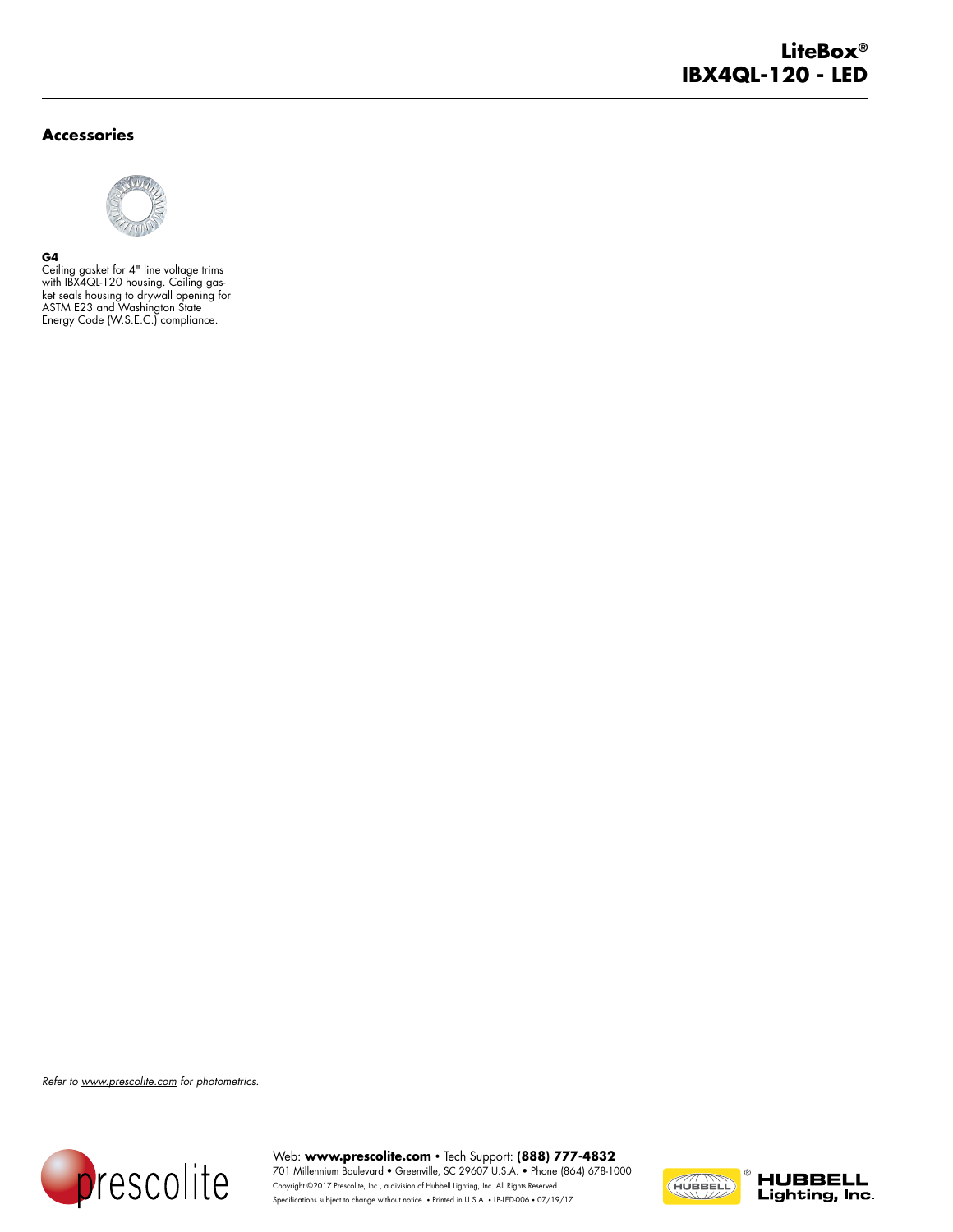## Accessories

**G4**
Ceiling gasket for 4" line voltage trims with IBX4QL-120 housing. Ceiling gasket seals housing to drywall opening for ASTM E23 and Washington State Energy Code (W.S.E.C.) compliance.

*Refer to www.prescolite.com for photometrics.*

Web: **www.prescolite.com** • Tech Support: **(888) 777-4832**
701 Millennium Boulevard • Greenville, SC 29607 U.S.A. • Phone (864) 678-1000
Copyright ©2017 Prescolite, Inc., a division of Hubbell Lighting, Inc. All Rights Reserved
Specifications subject to change without notice. • Printed in U.S.A. • LB-LED-006 • 07/19/17